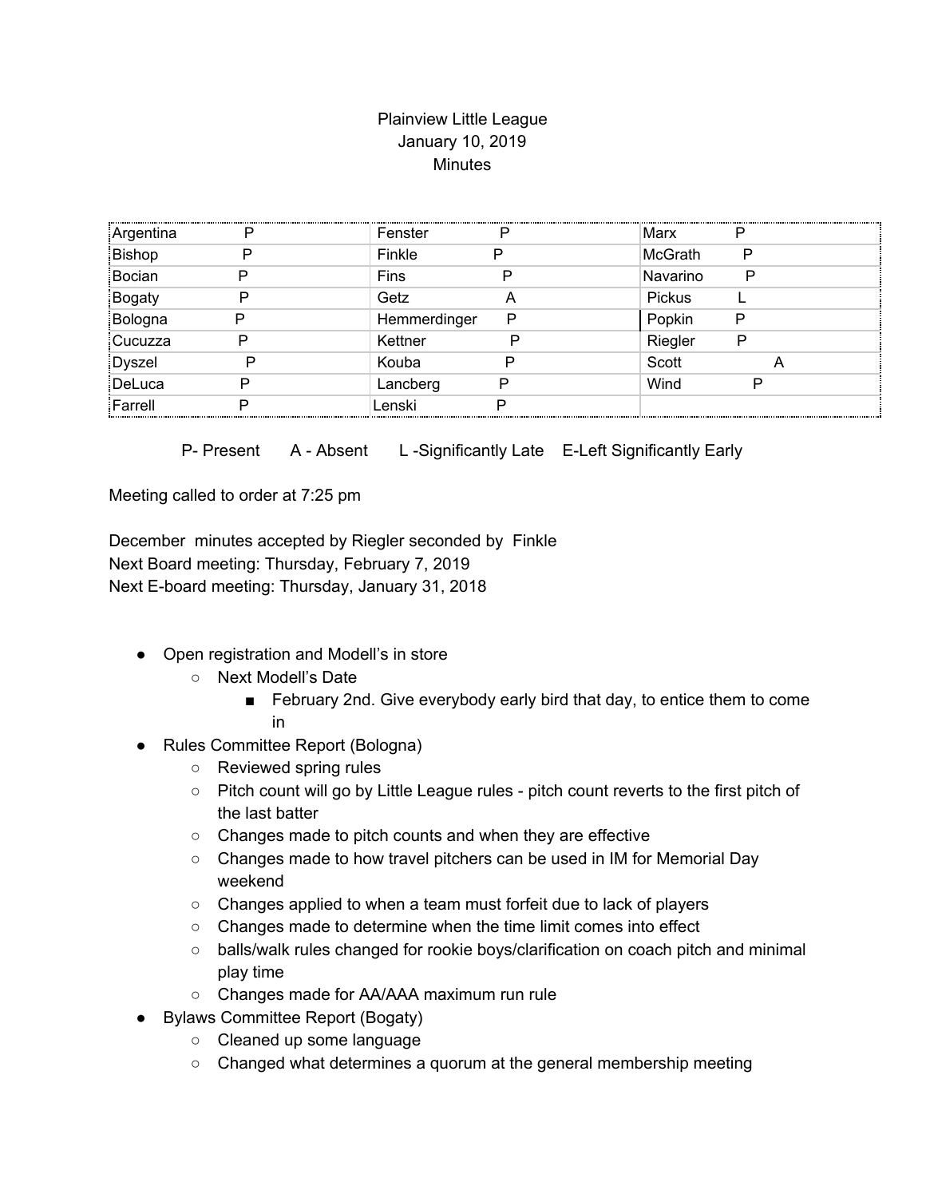Plainview Little League
January 10, 2019
Minutes

| | | | | | |
|---|---|---|---|---|---|
| Argentina | P | Fenster | P | Marx | P |
| Bishop | P | Finkle | P | McGrath | P |
| Bocian | P | Fins | P | Navarino | P |
| Bogaty | P | Getz | A | Pickus | L |
| Bologna | P | Hemmerdinger | P | Popkin | P |
| Cucuzza | P | Kettner | P | Riegler | P |
| Dyszel | P | Kouba | P | Scott | A |
| DeLuca | P | Lancberg | P | Wind | P |
| Farrell | P | Lenski | P | | |

P- Present A - Absent L -Significantly Late E-Left Significantly Early

Meeting called to order at 7:25 pm

December minutes accepted by Riegler seconded by Finkle
Next Board meeting: Thursday, February 7, 2019
Next E-board meeting: Thursday, January 31, 2018

- Open registration and Modell's in store
  - Next Modell's Date
    - February 2nd. Give everybody early bird that day, to entice them to come in
- Rules Committee Report (Bologna)
  - Reviewed spring rules
  - Pitch count will go by Little League rules - pitch count reverts to the first pitch of the last batter
  - Changes made to pitch counts and when they are effective
  - Changes made to how travel pitchers can be used in IM for Memorial Day weekend
  - Changes applied to when a team must forfeit due to lack of players
  - Changes made to determine when the time limit comes into effect
  - balls/walk rules changed for rookie boys/clarification on coach pitch and minimal play time
  - Changes made for AA/AAA maximum run rule
- Bylaws Committee Report (Bogaty)
  - Cleaned up some language
  - Changed what determines a quorum at the general membership meeting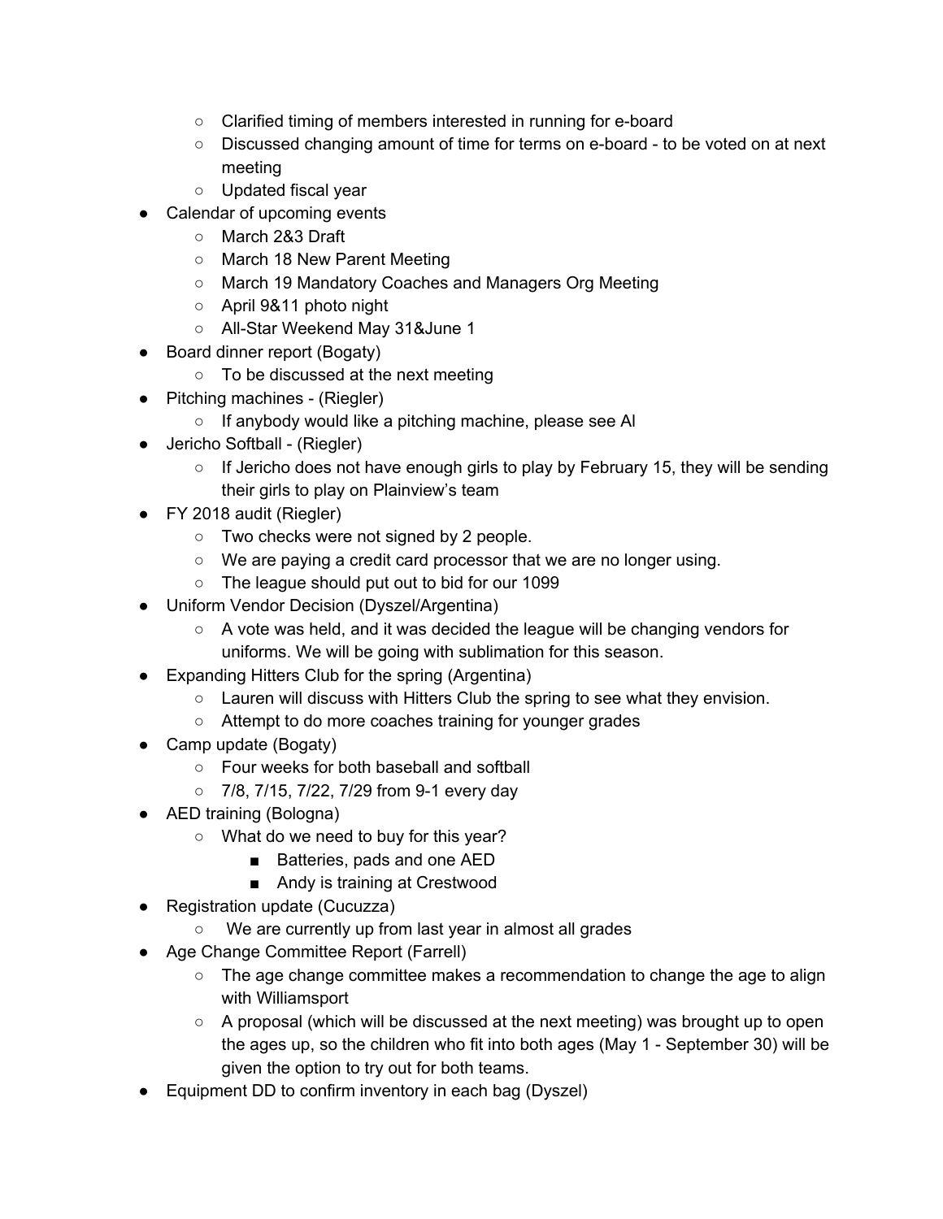- Clarified timing of members interested in running for e-board
    - Discussed changing amount of time for terms on e-board - to be voted on at next meeting
    - Updated fiscal year
- Calendar of upcoming events
    - March 2&3 Draft
    - March 18 New Parent Meeting
    - March 19 Mandatory Coaches and Managers Org Meeting
    - April 9&11 photo night
    - All-Star Weekend May 31&June 1
- Board dinner report (Bogaty)
    - To be discussed at the next meeting
- Pitching machines - (Riegler)
    - If anybody would like a pitching machine, please see Al
- Jericho Softball - (Riegler)
    - If Jericho does not have enough girls to play by February 15, they will be sending their girls to play on Plainview's team
- FY 2018 audit (Riegler)
    - Two checks were not signed by 2 people.
    - We are paying a credit card processor that we are no longer using.
    - The league should put out to bid for our 1099
- Uniform Vendor Decision (Dyszel/Argentina)
    - A vote was held, and it was decided the league will be changing vendors for uniforms. We will be going with sublimation for this season.
- Expanding Hitters Club for the spring (Argentina)
    - Lauren will discuss with Hitters Club the spring to see what they envision.
    - Attempt to do more coaches training for younger grades
- Camp update (Bogaty)
    - Four weeks for both baseball and softball
    - 7/8, 7/15, 7/22, 7/29 from 9-1 every day
- AED training (Bologna)
    - What do we need to buy for this year?
        - Batteries, pads and one AED
        - Andy is training at Crestwood
- Registration update (Cucuzza)
    - We are currently up from last year in almost all grades
- Age Change Committee Report (Farrell)
    - The age change committee makes a recommendation to change the age to align with Williamsport
    - A proposal (which will be discussed at the next meeting) was brought up to open the ages up, so the children who fit into both ages (May 1 - September 30) will be given the option to try out for both teams.
- Equipment DD to confirm inventory in each bag (Dyszel)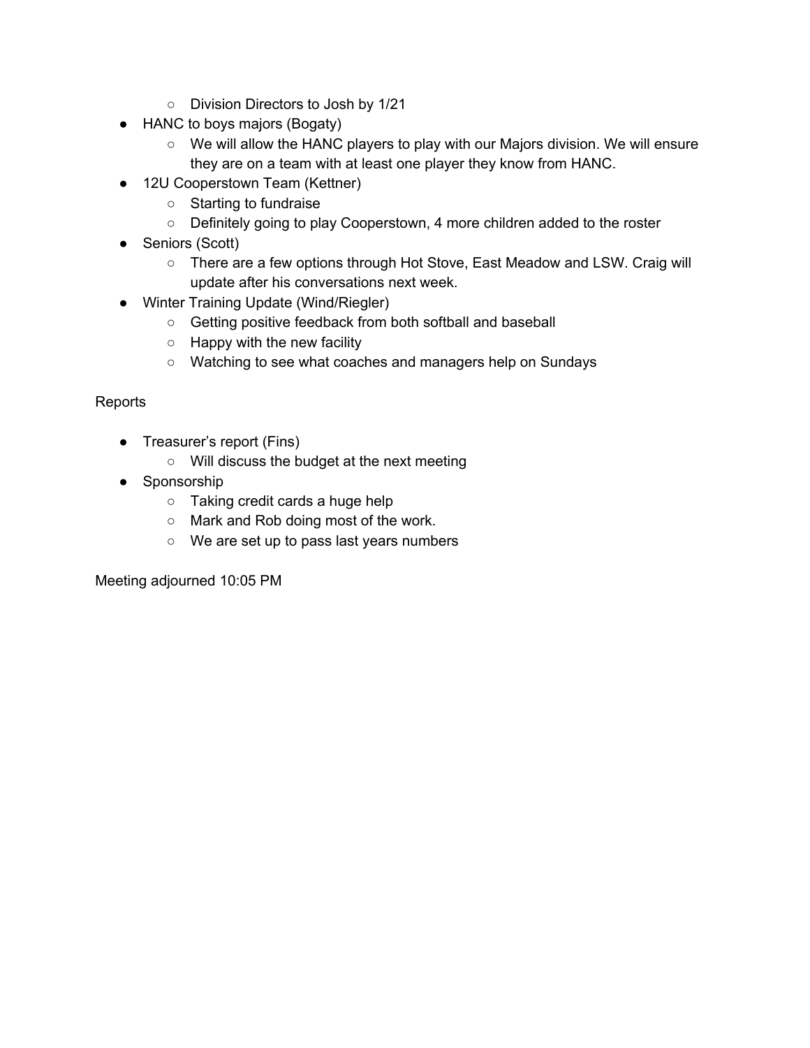- Division Directors to Josh by 1/21
- HANC to boys majors (Bogaty)
    - We will allow the HANC players to play with our Majors division. We will ensure they are on a team with at least one player they know from HANC.
- 12U Cooperstown Team (Kettner)
    - Starting to fundraise
    - Definitely going to play Cooperstown, 4 more children added to the roster
- Seniors (Scott)
    - There are a few options through Hot Stove, East Meadow and LSW. Craig will update after his conversations next week.
- Winter Training Update (Wind/Riegler)
    - Getting positive feedback from both softball and baseball
    - Happy with the new facility
    - Watching to see what coaches and managers help on Sundays

Reports

- Treasurer's report (Fins)
    - Will discuss the budget at the next meeting
- Sponsorship
    - Taking credit cards a huge help
    - Mark and Rob doing most of the work.
    - We are set up to pass last years numbers

Meeting adjourned 10:05 PM